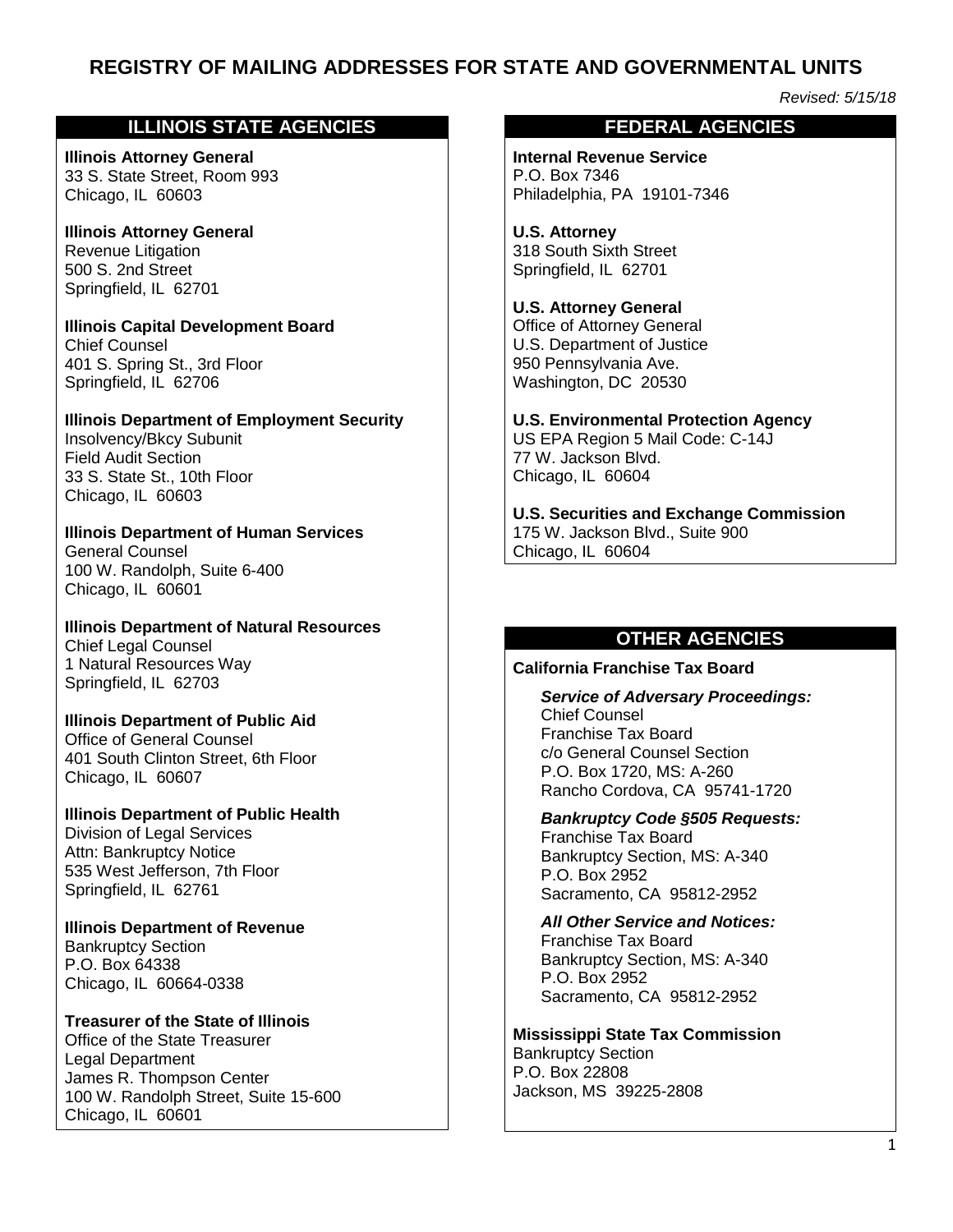# REGISTRY OF MAILING ADDRESSES FOR STATE AND GOVERNMENTAL UNITS

*Revised: 5/15/18*

## ILLINOIS STATE AGENCIES

**Illinois Attorney General**
33 S. State Street, Room 993
Chicago, IL 60603

**Illinois Attorney General**
Revenue Litigation
500 S. 2nd Street
Springfield, IL 62701

**Illinois Capital Development Board**
Chief Counsel
401 S. Spring St., 3rd Floor
Springfield, IL 62706

**Illinois Department of Employment Security**
Insolvency/Bkcy Subunit
Field Audit Section
33 S. State St., 10th Floor
Chicago, IL 60603

**Illinois Department of Human Services**
General Counsel
100 W. Randolph, Suite 6-400
Chicago, IL 60601

**Illinois Department of Natural Resources**
Chief Legal Counsel
1 Natural Resources Way
Springfield, IL 62703

**Illinois Department of Public Aid**
Office of General Counsel
401 South Clinton Street, 6th Floor
Chicago, IL 60607

**Illinois Department of Public Health**
Division of Legal Services
Attn: Bankruptcy Notice
535 West Jefferson, 7th Floor
Springfield, IL 62761

**Illinois Department of Revenue**
Bankruptcy Section
P.O. Box 64338
Chicago, IL 60664-0338

**Treasurer of the State of Illinois**
Office of the State Treasurer
Legal Department
James R. Thompson Center
100 W. Randolph Street, Suite 15-600
Chicago, IL 60601

## FEDERAL AGENCIES

**Internal Revenue Service**
P.O. Box 7346
Philadelphia, PA 19101-7346

**U.S. Attorney**
318 South Sixth Street
Springfield, IL 62701

**U.S. Attorney General**
Office of Attorney General
U.S. Department of Justice
950 Pennsylvania Ave.
Washington, DC 20530

**U.S. Environmental Protection Agency**
US EPA Region 5 Mail Code: C-14J
77 W. Jackson Blvd.
Chicago, IL 60604

**U.S. Securities and Exchange Commission**
175 W. Jackson Blvd., Suite 900
Chicago, IL 60604

## OTHER AGENCIES

**California Franchise Tax Board**

***Service of Adversary Proceedings:***
Chief Counsel
Franchise Tax Board
c/o General Counsel Section
P.O. Box 1720, MS: A-260
Rancho Cordova, CA 95741-1720

***Bankruptcy Code §505 Requests:***
Franchise Tax Board
Bankruptcy Section, MS: A-340
P.O. Box 2952
Sacramento, CA 95812-2952

***All Other Service and Notices:***
Franchise Tax Board
Bankruptcy Section, MS: A-340
P.O. Box 2952
Sacramento, CA 95812-2952

**Mississippi State Tax Commission**
Bankruptcy Section
P.O. Box 22808
Jackson, MS 39225-2808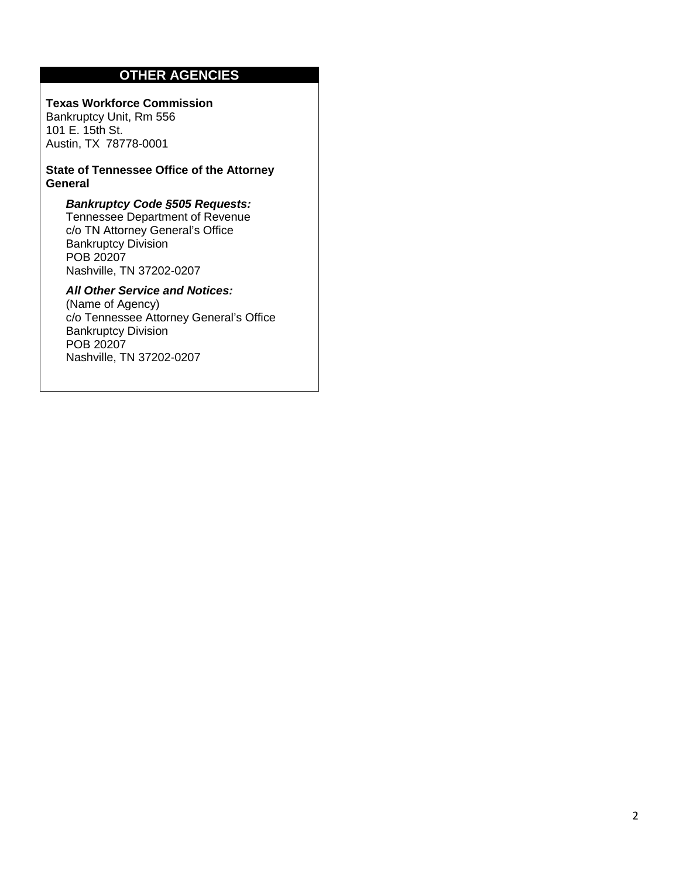## OTHER AGENCIES

**Texas Workforce Commission**
Bankruptcy Unit, Rm 556
101 E. 15th St.
Austin, TX 78778-0001

**State of Tennessee Office of the Attorney General**

***Bankruptcy Code §505 Requests:***
Tennessee Department of Revenue
c/o TN Attorney General's Office
Bankruptcy Division
POB 20207
Nashville, TN 37202-0207

***All Other Service and Notices:***
(Name of Agency)
c/o Tennessee Attorney General's Office
Bankruptcy Division
POB 20207
Nashville, TN 37202-0207